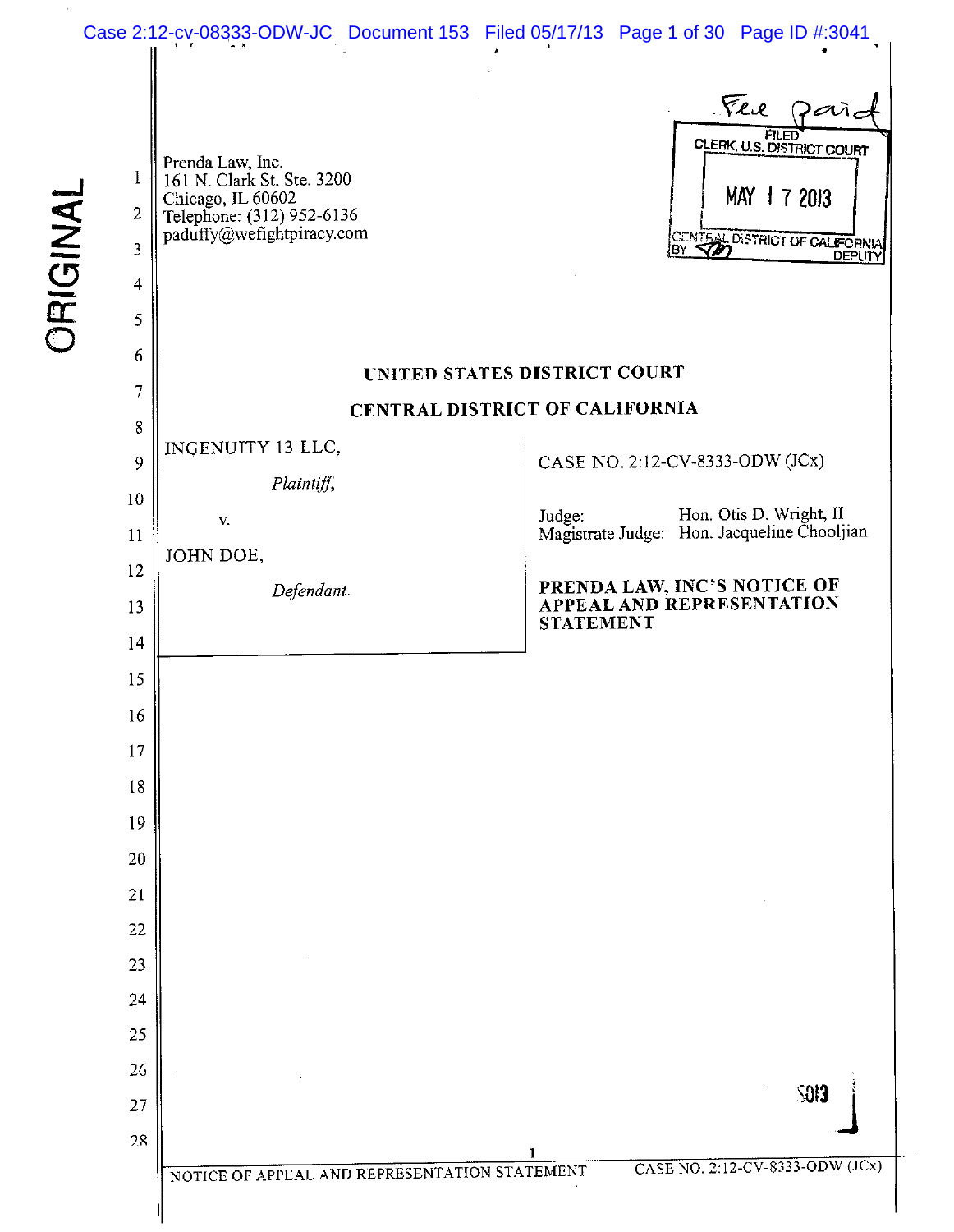Prenda Law, Inc.
161 N. Clark St. Ste. 3200
Chicago, IL 60602
Telephone: (312) 952-6136
paduffy@wefightpiracy.com

**UNITED STATES DISTRICT COURT**

**CENTRAL DISTRICT OF CALIFORNIA**

| | |
|---|---|
| INGENUITY 13 LLC, *Plaintiff*, v. JOHN DOE, *Defendant*. | CASE NO. 2:12-CV-8333-ODW (JCx) Judge: Hon. Otis D. Wright, II Magistrate Judge: Hon. Jacqueline Chooljian **PRENDA LAW, INC'S NOTICE OF APPEAL AND REPRESENTATION STATEMENT** |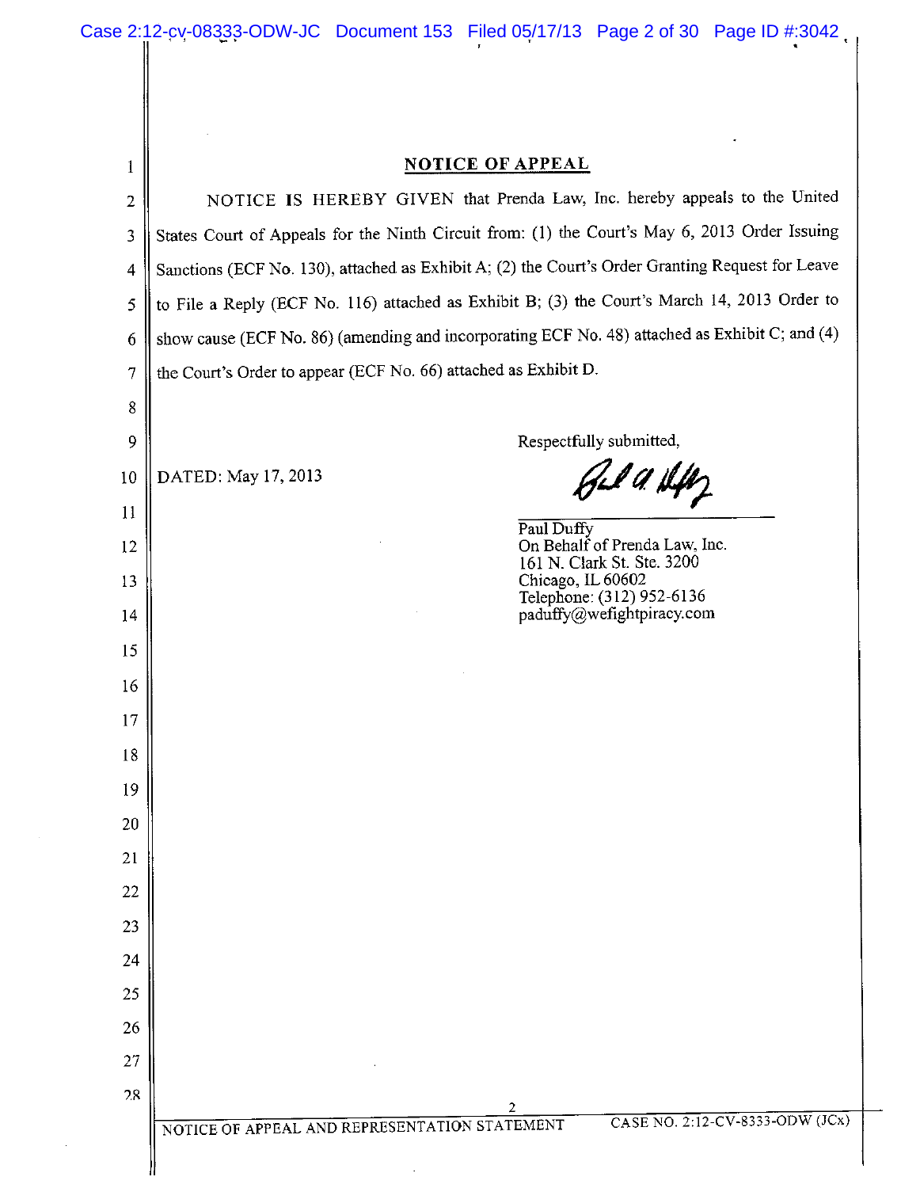## NOTICE OF APPEAL

NOTICE IS HEREBY GIVEN that Prenda Law, Inc. hereby appeals to the United States Court of Appeals for the Ninth Circuit from: (1) the Court's May 6, 2013 Order Issuing Sanctions (ECF No. 130), attached as Exhibit A; (2) the Court's Order Granting Request for Leave to File a Reply (ECF No. 116) attached as Exhibit B; (3) the Court's March 14, 2013 Order to show cause (ECF No. 86) (amending and incorporating ECF No. 48) attached as Exhibit C; and (4) the Court's Order to appear (ECF No. 66) attached as Exhibit D.

DATED: May 17, 2013

Respectfully submitted,

Paul Duffy
On Behalf of Prenda Law, Inc.
161 N. Clark St. Ste. 3200
Chicago, IL 60602
Telephone: (312) 952-6136
paduffy@wefightpiracy.com

NOTICE OF APPEAL AND REPRESENTATION STATEMENT — CASE NO. 2:12-CV-8333-ODW (JCx)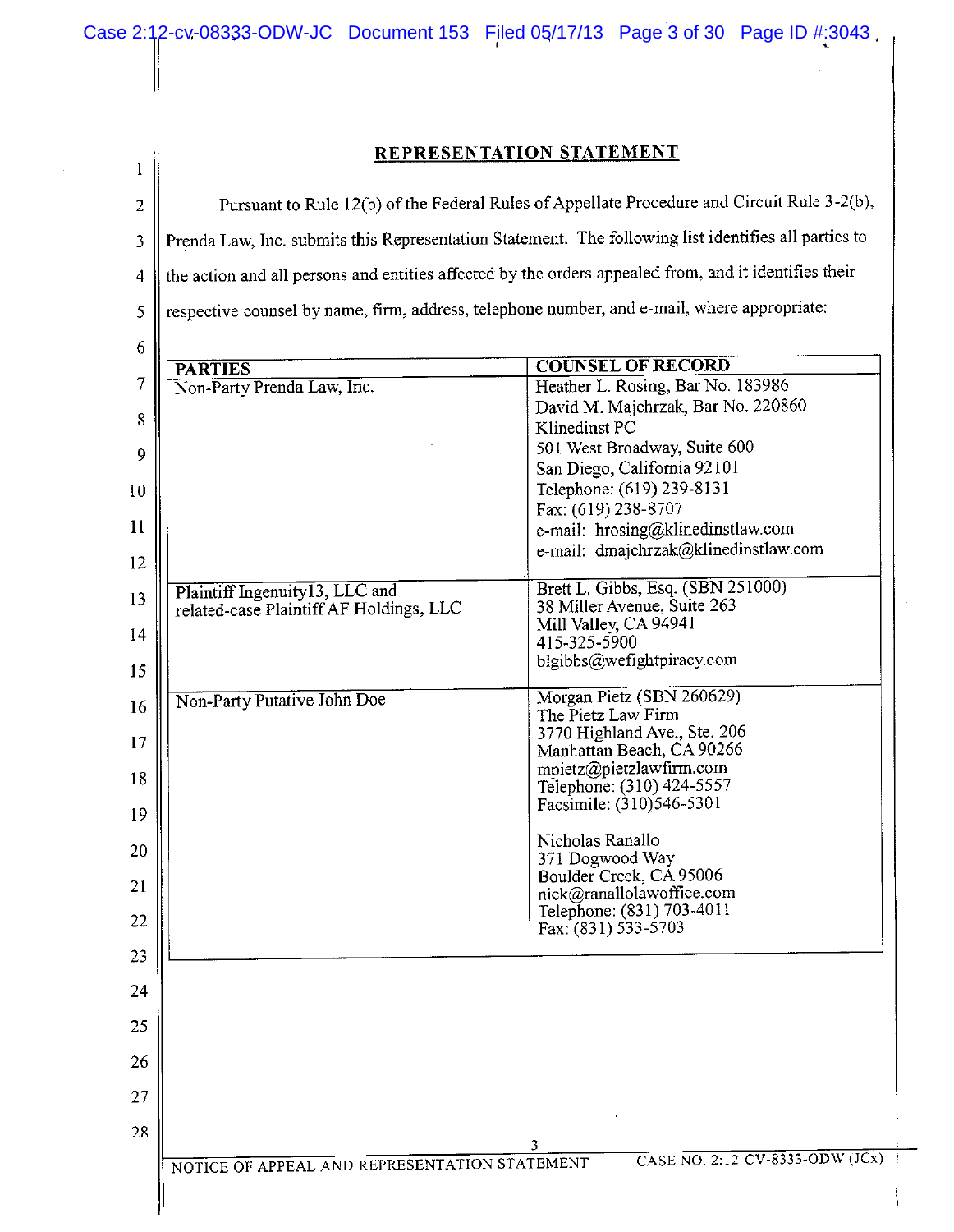## REPRESENTATION STATEMENT

Pursuant to Rule 12(b) of the Federal Rules of Appellate Procedure and Circuit Rule 3-2(b), Prenda Law, Inc. submits this Representation Statement. The following list identifies all parties to the action and all persons and entities affected by the orders appealed from, and it identifies their respective counsel by name, firm, address, telephone number, and e-mail, where appropriate:

| PARTIES | COUNSEL OF RECORD |
|---|---|
| Non-Party Prenda Law, Inc. | Heather L. Rosing, Bar No. 183986<br>David M. Majchrzak, Bar No. 220860<br>Klinedinst PC<br>501 West Broadway, Suite 600<br>San Diego, California 92101<br>Telephone: (619) 239-8131<br>Fax: (619) 238-8707<br>e-mail: hrosing@klinedinstlaw.com<br>e-mail: dmajchrzak@klinedinstlaw.com |
| Plaintiff Ingenuity13, LLC and related-case Plaintiff AF Holdings, LLC | Brett L. Gibbs, Esq. (SBN 251000)<br>38 Miller Avenue, Suite 263<br>Mill Valley, CA 94941<br>415-325-5900<br>blgibbs@wefightpiracy.com |
| Non-Party Putative John Doe | Morgan Pietz (SBN 260629)<br>The Pietz Law Firm<br>3770 Highland Ave., Ste. 206<br>Manhattan Beach, CA 90266<br>mpietz@pietzlawfirm.com<br>Telephone: (310) 424-5557<br>Facsimile: (310)546-5301<br><br>Nicholas Ranallo<br>371 Dogwood Way<br>Boulder Creek, CA 95006<br>nick@ranallolawoffice.com<br>Telephone: (831) 703-4011<br>Fax: (831) 533-5703 |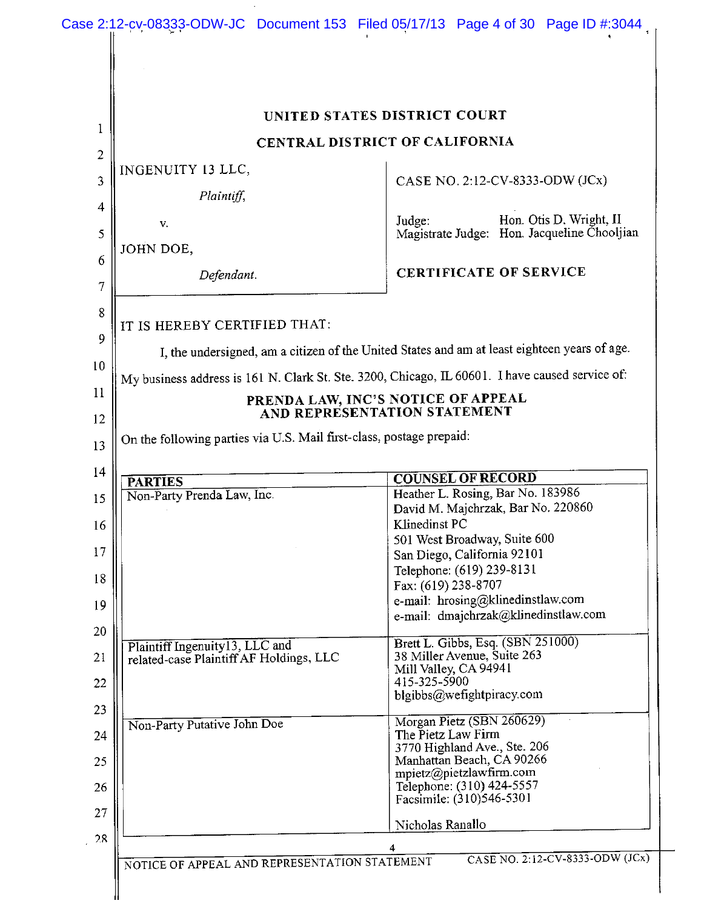UNITED STATES DISTRICT COURT

CENTRAL DISTRICT OF CALIFORNIA

| | |
|---|---|
| INGENUITY 13 LLC,<br>*Plaintiff,*<br>v.<br>JOHN DOE,<br>*Defendant.* | CASE NO. 2:12-CV-8333-ODW (JCx)<br>Judge: Hon. Otis D. Wright, II<br>Magistrate Judge: Hon. Jacqueline Chooljian<br>**CERTIFICATE OF SERVICE** |

IT IS HEREBY CERTIFIED THAT:

I, the undersigned, am a citizen of the United States and am at least eighteen years of age. My business address is 161 N. Clark St. Ste. 3200, Chicago, IL 60601. I have caused service of:

**PRENDA LAW, INC'S NOTICE OF APPEAL AND REPRESENTATION STATEMENT**

On the following parties via U.S. Mail first-class, postage prepaid:

| PARTIES | COUNSEL OF RECORD |
|---|---|
| Non-Party Prenda Law, Inc. | Heather L. Rosing, Bar No. 183986<br>David M. Majchrzak, Bar No. 220860<br>Klinedinst PC<br>501 West Broadway, Suite 600<br>San Diego, California 92101<br>Telephone: (619) 239-8131<br>Fax: (619) 238-8707<br>e-mail: hrosing@klinedinstlaw.com<br>e-mail: dmajchrzak@klinedinstlaw.com |
| Plaintiff Ingenuity13, LLC and related-case Plaintiff AF Holdings, LLC | Brett L. Gibbs, Esq. (SBN 251000)<br>38 Miller Avenue, Suite 263<br>Mill Valley, CA 94941<br>415-325-5900<br>blgibbs@wefightpiracy.com |
| Non-Party Putative John Doe | Morgan Pietz (SBN 260629)<br>The Pietz Law Firm<br>3770 Highland Ave., Ste. 206<br>Manhattan Beach, CA 90266<br>mpietz@pietzlawfirm.com<br>Telephone: (310) 424-5557<br>Facsimile: (310)546-5301<br><br>Nicholas Ranallo |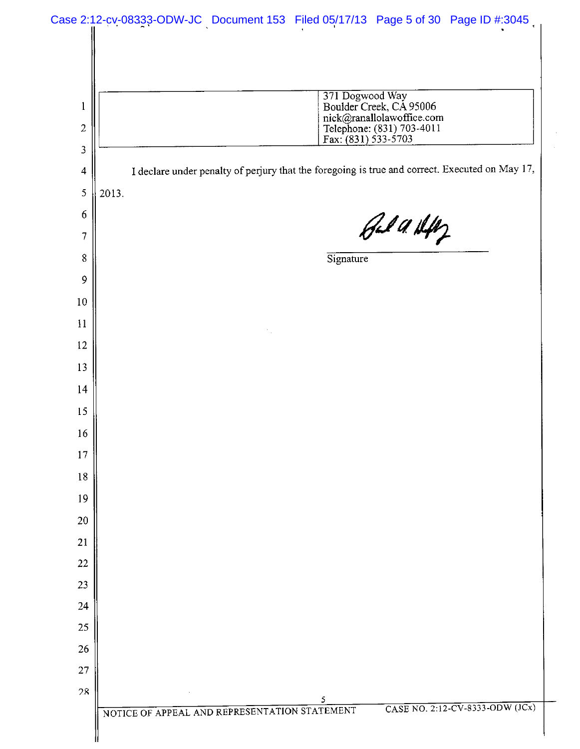| | 371 Dogwood Way<br>Boulder Creek, CA 95006<br>nick@ranallolawoffice.com<br>Telephone: (831) 703-4011<br>Fax: (831) 533-5703 |
|---|---|

I declare under penalty of perjury that the foregoing is true and correct. Executed on May 17, 2013.

Signature

NOTICE OF APPEAL AND REPRESENTATION STATEMENT CASE NO. 2:12-CV-8333-ODW (JCx)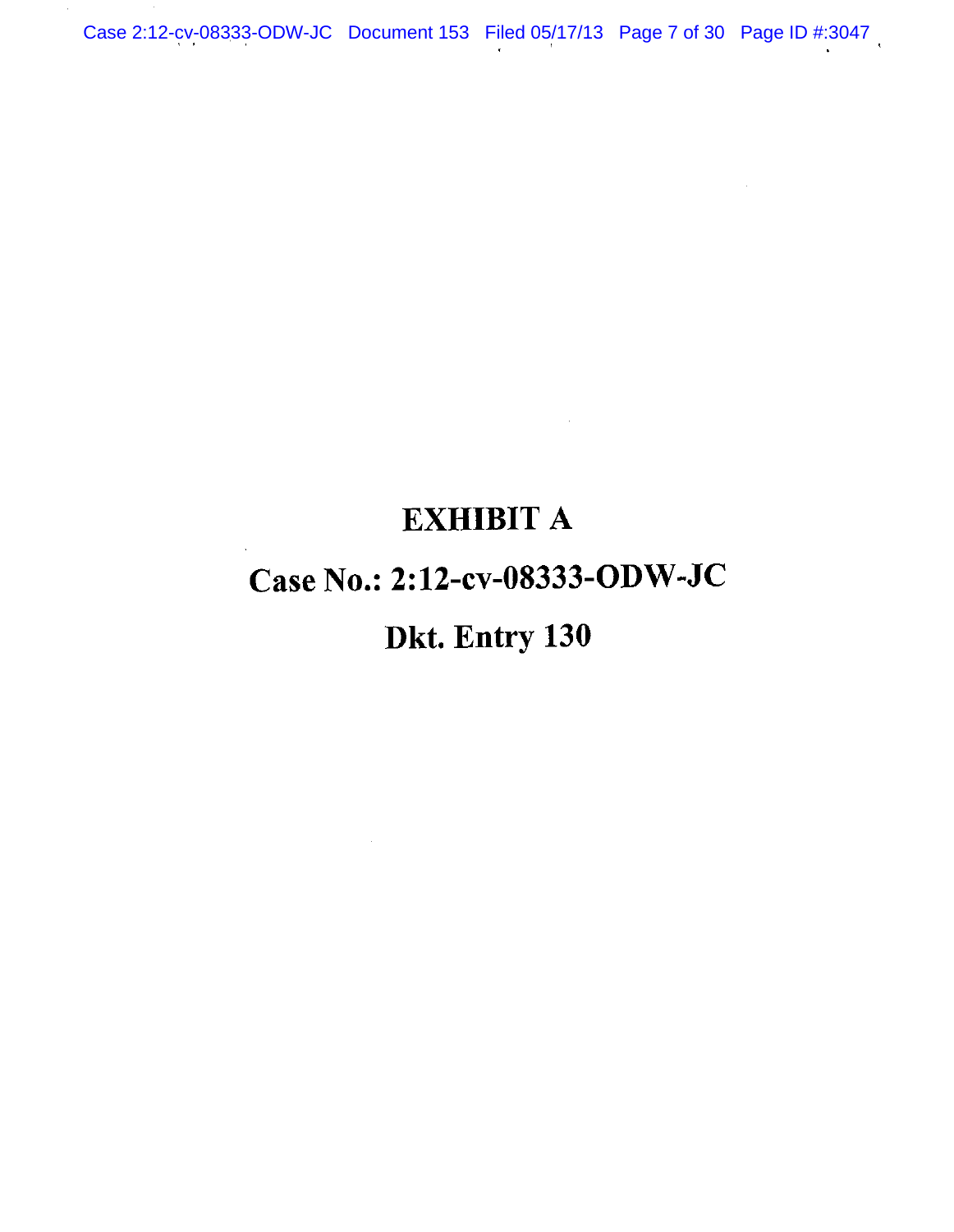# EXHIBIT A

# Case No.: 2:12-cv-08333-ODW-JC

# Dkt. Entry 130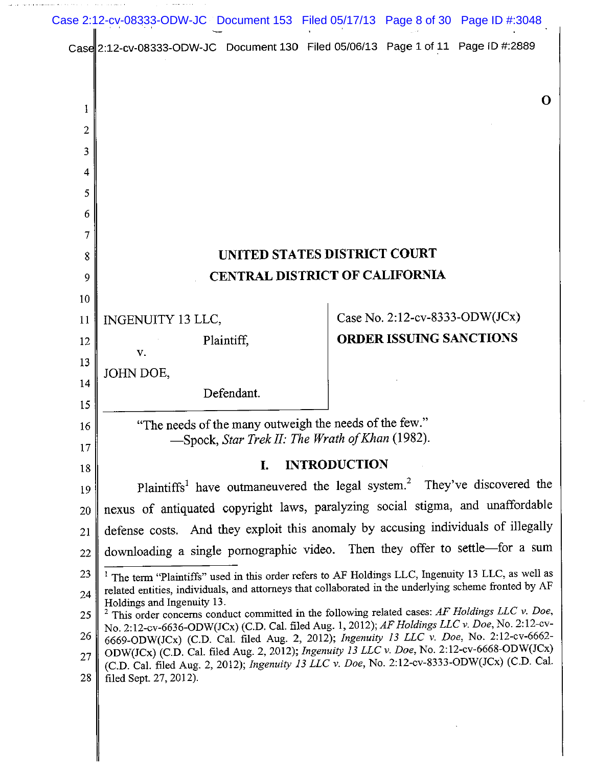**O**

# UNITED STATES DISTRICT COURT
# CENTRAL DISTRICT OF CALIFORNIA

| | |
|---|---|
| INGENUITY 13 LLC,<br>Plaintiff,<br>v.<br>JOHN DOE,<br>Defendant. | Case No. 2:12-cv-8333-ODW(JCx)<br>**ORDER ISSUING SANCTIONS** |

"The needs of the many outweigh the needs of the few."
—Spock, *Star Trek II: The Wrath of Khan* (1982).

## I. INTRODUCTION

Plaintiffs[1] have outmaneuvered the legal system.[2] They've discovered the nexus of antiquated copyright laws, paralyzing social stigma, and unaffordable defense costs. And they exploit this anomaly by accusing individuals of illegally downloading a single pornographic video. Then they offer to settle—for a sum

---

[1] The term "Plaintiffs" used in this order refers to AF Holdings LLC, Ingenuity 13 LLC, as well as related entities, individuals, and attorneys that collaborated in the underlying scheme fronted by AF Holdings and Ingenuity 13.

[2] This order concerns conduct committed in the following related cases: *AF Holdings LLC v. Doe*, No. 2:12-cv-6636-ODW(JCx) (C.D. Cal. filed Aug. 1, 2012); *AF Holdings LLC v. Doe*, No. 2:12-cv-6669-ODW(JCx) (C.D. Cal. filed Aug. 2, 2012); *Ingenuity 13 LLC v. Doe*, No. 2:12-cv-6662-ODW(JCx) (C.D. Cal. filed Aug. 2, 2012); *Ingenuity 13 LLC v. Doe*, No. 2:12-cv-6668-ODW(JCx) (C.D. Cal. filed Aug. 2, 2012); *Ingenuity 13 LLC v. Doe*, No. 2:12-cv-8333-ODW(JCx) (C.D. Cal. filed Sept. 27, 2012).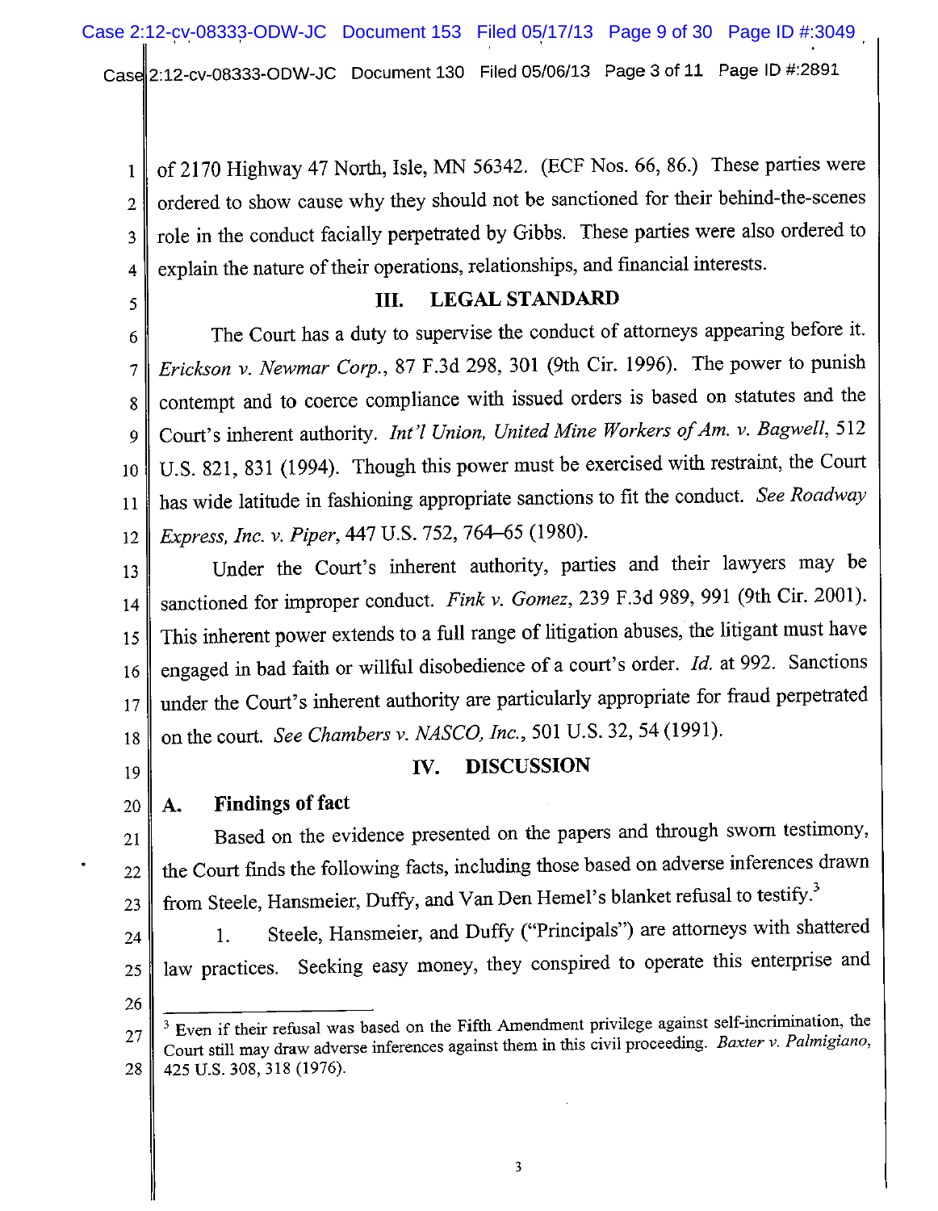of 2170 Highway 47 North, Isle, MN 56342. (ECF Nos. 66, 86.) These parties were ordered to show cause why they should not be sanctioned for their behind-the-scenes role in the conduct facially perpetrated by Gibbs. These parties were also ordered to explain the nature of their operations, relationships, and financial interests.

## III. LEGAL STANDARD

The Court has a duty to supervise the conduct of attorneys appearing before it. *Erickson v. Newmar Corp.*, 87 F.3d 298, 301 (9th Cir. 1996). The power to punish contempt and to coerce compliance with issued orders is based on statutes and the Court's inherent authority. *Int'l Union, United Mine Workers of Am. v. Bagwell*, 512 U.S. 821, 831 (1994). Though this power must be exercised with restraint, the Court has wide latitude in fashioning appropriate sanctions to fit the conduct. *See Roadway Express, Inc. v. Piper*, 447 U.S. 752, 764–65 (1980).

Under the Court's inherent authority, parties and their lawyers may be sanctioned for improper conduct. *Fink v. Gomez*, 239 F.3d 989, 991 (9th Cir. 2001). This inherent power extends to a full range of litigation abuses, the litigant must have engaged in bad faith or willful disobedience of a court's order. *Id.* at 992. Sanctions under the Court's inherent authority are particularly appropriate for fraud perpetrated on the court. *See Chambers v. NASCO, Inc.*, 501 U.S. 32, 54 (1991).

## IV. DISCUSSION

### A. Findings of fact

Based on the evidence presented on the papers and through sworn testimony, the Court finds the following facts, including those based on adverse inferences drawn from Steele, Hansmeier, Duffy, and Van Den Hemel's blanket refusal to testify.[3]

1. Steele, Hansmeier, and Duffy ("Principals") are attorneys with shattered law practices. Seeking easy money, they conspired to operate this enterprise and

---

[3] Even if their refusal was based on the Fifth Amendment privilege against self-incrimination, the Court still may draw adverse inferences against them in this civil proceeding. *Baxter v. Palmigiano*, 425 U.S. 308, 318 (1976).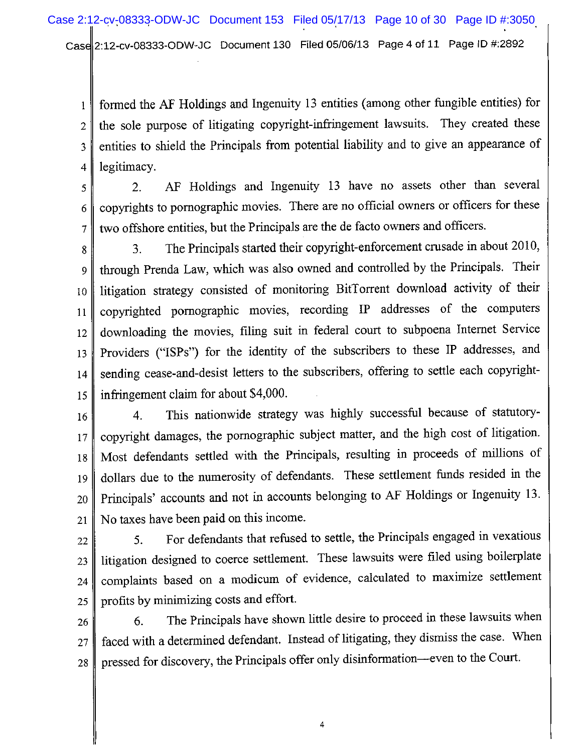formed the AF Holdings and Ingenuity 13 entities (among other fungible entities) for the sole purpose of litigating copyright-infringement lawsuits. They created these entities to shield the Principals from potential liability and to give an appearance of legitimacy.

2. AF Holdings and Ingenuity 13 have no assets other than several copyrights to pornographic movies. There are no official owners or officers for these two offshore entities, but the Principals are the de facto owners and officers.

3. The Principals started their copyright-enforcement crusade in about 2010, through Prenda Law, which was also owned and controlled by the Principals. Their litigation strategy consisted of monitoring BitTorrent download activity of their copyrighted pornographic movies, recording IP addresses of the computers downloading the movies, filing suit in federal court to subpoena Internet Service Providers ("ISPs") for the identity of the subscribers to these IP addresses, and sending cease-and-desist letters to the subscribers, offering to settle each copyright-infringement claim for about $4,000.

4. This nationwide strategy was highly successful because of statutory-copyright damages, the pornographic subject matter, and the high cost of litigation. Most defendants settled with the Principals, resulting in proceeds of millions of dollars due to the numerosity of defendants. These settlement funds resided in the Principals' accounts and not in accounts belonging to AF Holdings or Ingenuity 13. No taxes have been paid on this income.

5. For defendants that refused to settle, the Principals engaged in vexatious litigation designed to coerce settlement. These lawsuits were filed using boilerplate complaints based on a modicum of evidence, calculated to maximize settlement profits by minimizing costs and effort.

6. The Principals have shown little desire to proceed in these lawsuits when faced with a determined defendant. Instead of litigating, they dismiss the case. When pressed for discovery, the Principals offer only disinformation—even to the Court.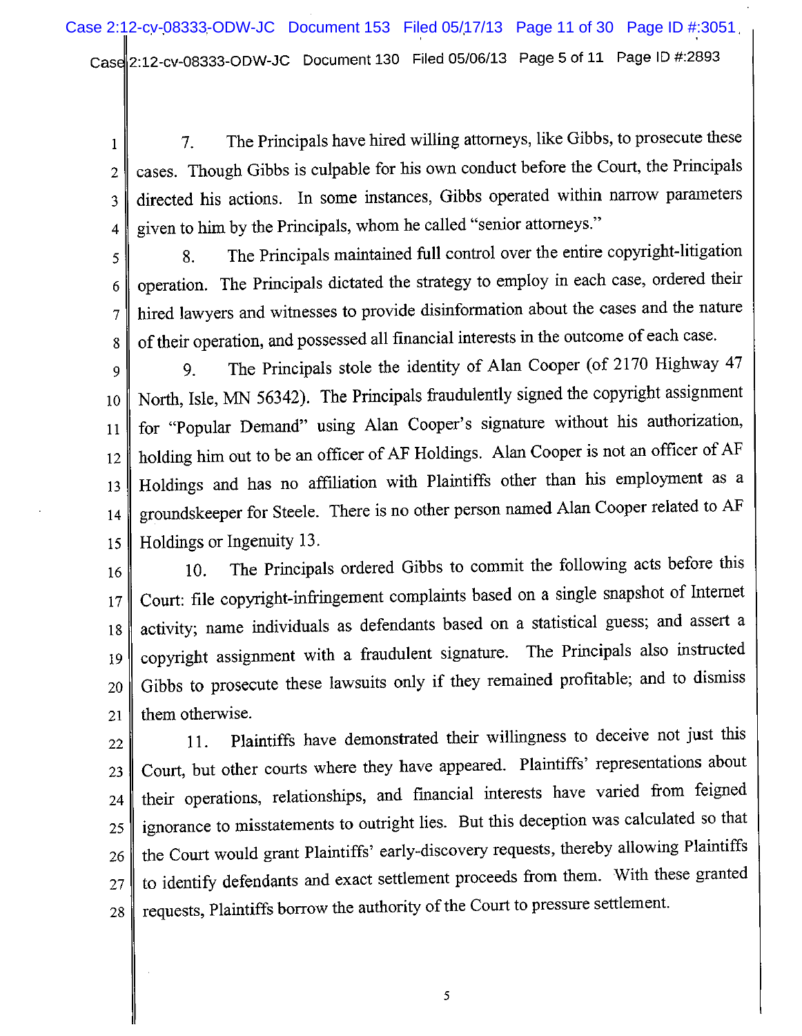7. The Principals have hired willing attorneys, like Gibbs, to prosecute these cases. Though Gibbs is culpable for his own conduct before the Court, the Principals directed his actions. In some instances, Gibbs operated within narrow parameters given to him by the Principals, whom he called "senior attorneys."

8. The Principals maintained full control over the entire copyright-litigation operation. The Principals dictated the strategy to employ in each case, ordered their hired lawyers and witnesses to provide disinformation about the cases and the nature of their operation, and possessed all financial interests in the outcome of each case.

9. The Principals stole the identity of Alan Cooper (of 2170 Highway 47 North, Isle, MN 56342). The Principals fraudulently signed the copyright assignment for "Popular Demand" using Alan Cooper's signature without his authorization, holding him out to be an officer of AF Holdings. Alan Cooper is not an officer of AF Holdings and has no affiliation with Plaintiffs other than his employment as a groundskeeper for Steele. There is no other person named Alan Cooper related to AF Holdings or Ingenuity 13.

10. The Principals ordered Gibbs to commit the following acts before this Court: file copyright-infringement complaints based on a single snapshot of Internet activity; name individuals as defendants based on a statistical guess; and assert a copyright assignment with a fraudulent signature. The Principals also instructed Gibbs to prosecute these lawsuits only if they remained profitable; and to dismiss them otherwise.

11. Plaintiffs have demonstrated their willingness to deceive not just this Court, but other courts where they have appeared. Plaintiffs' representations about their operations, relationships, and financial interests have varied from feigned ignorance to misstatements to outright lies. But this deception was calculated so that the Court would grant Plaintiffs' early-discovery requests, thereby allowing Plaintiffs to identify defendants and exact settlement proceeds from them. With these granted requests, Plaintiffs borrow the authority of the Court to pressure settlement.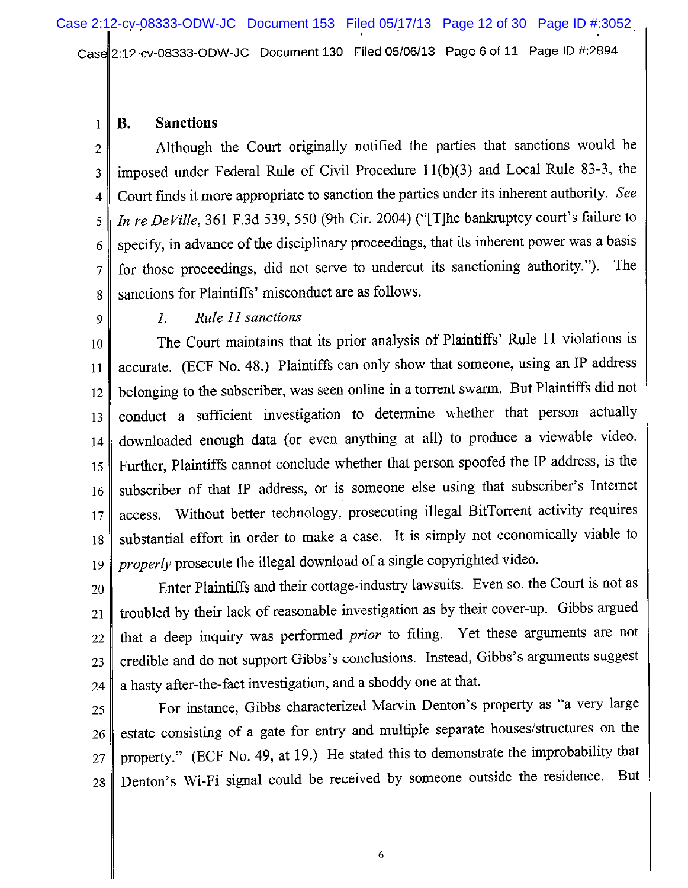## B. Sanctions

Although the Court originally notified the parties that sanctions would be imposed under Federal Rule of Civil Procedure 11(b)(3) and Local Rule 83-3, the Court finds it more appropriate to sanction the parties under its inherent authority. *See In re DeVille*, 361 F.3d 539, 550 (9th Cir. 2004) ("[T]he bankruptcy court's failure to specify, in advance of the disciplinary proceedings, that its inherent power was a basis for those proceedings, did not serve to undercut its sanctioning authority."). The sanctions for Plaintiffs' misconduct are as follows.

### *1. Rule 11 sanctions*

The Court maintains that its prior analysis of Plaintiffs' Rule 11 violations is accurate. (ECF No. 48.) Plaintiffs can only show that someone, using an IP address belonging to the subscriber, was seen online in a torrent swarm. But Plaintiffs did not conduct a sufficient investigation to determine whether that person actually downloaded enough data (or even anything at all) to produce a viewable video. Further, Plaintiffs cannot conclude whether that person spoofed the IP address, is the subscriber of that IP address, or is someone else using that subscriber's Internet access. Without better technology, prosecuting illegal BitTorrent activity requires substantial effort in order to make a case. It is simply not economically viable to *properly* prosecute the illegal download of a single copyrighted video.

Enter Plaintiffs and their cottage-industry lawsuits. Even so, the Court is not as troubled by their lack of reasonable investigation as by their cover-up. Gibbs argued that a deep inquiry was performed *prior* to filing. Yet these arguments are not credible and do not support Gibbs's conclusions. Instead, Gibbs's arguments suggest a hasty after-the-fact investigation, and a shoddy one at that.

For instance, Gibbs characterized Marvin Denton's property as "a very large estate consisting of a gate for entry and multiple separate houses/structures on the property." (ECF No. 49, at 19.) He stated this to demonstrate the improbability that Denton's Wi-Fi signal could be received by someone outside the residence. But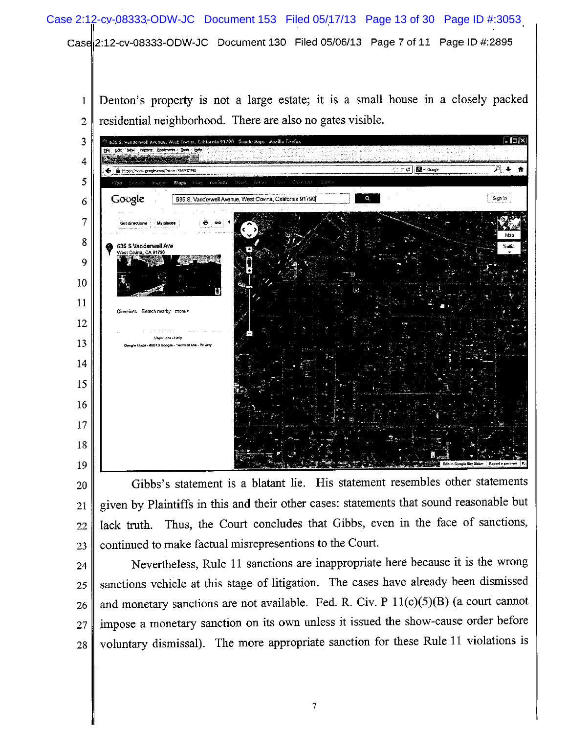Denton's property is not a large estate; it is a small house in a closely packed residential neighborhood. There are also no gates visible.

Gibbs's statement is a blatant lie. His statement resembles other statements given by Plaintiffs in this and their other cases: statements that sound reasonable but lack truth. Thus, the Court concludes that Gibbs, even in the face of sanctions, continued to make factual misrepresentions to the Court.

Nevertheless, Rule 11 sanctions are inappropriate here because it is the wrong sanctions vehicle at this stage of litigation. The cases have already been dismissed and monetary sanctions are not available. Fed. R. Civ. P 11(c)(5)(B) (a court cannot impose a monetary sanction on its own unless it issued the show-cause order before voluntary dismissal). The more appropriate sanction for these Rule 11 violations is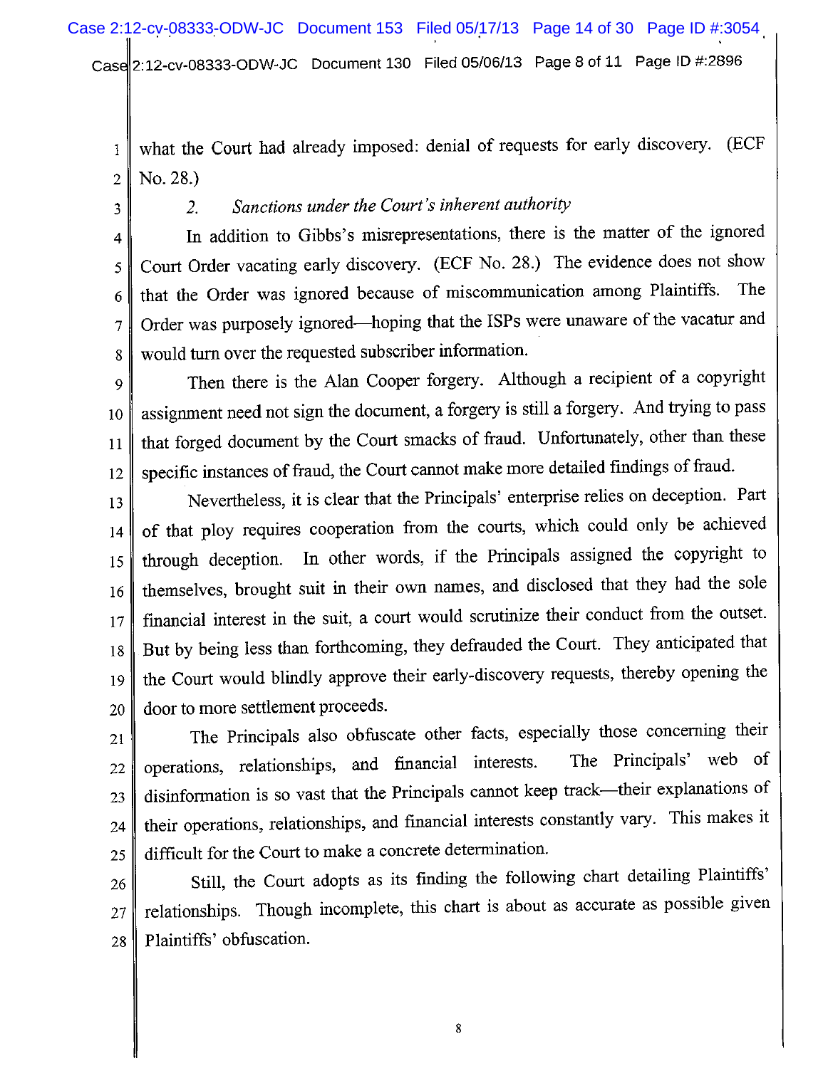what the Court had already imposed: denial of requests for early discovery. (ECF No. 28.)

### 2. *Sanctions under the Court's inherent authority*

In addition to Gibbs's misrepresentations, there is the matter of the ignored Court Order vacating early discovery. (ECF No. 28.) The evidence does not show that the Order was ignored because of miscommunication among Plaintiffs. The Order was purposely ignored—hoping that the ISPs were unaware of the vacatur and would turn over the requested subscriber information.

Then there is the Alan Cooper forgery. Although a recipient of a copyright assignment need not sign the document, a forgery is still a forgery. And trying to pass that forged document by the Court smacks of fraud. Unfortunately, other than these specific instances of fraud, the Court cannot make more detailed findings of fraud.

Nevertheless, it is clear that the Principals' enterprise relies on deception. Part of that ploy requires cooperation from the courts, which could only be achieved through deception. In other words, if the Principals assigned the copyright to themselves, brought suit in their own names, and disclosed that they had the sole financial interest in the suit, a court would scrutinize their conduct from the outset. But by being less than forthcoming, they defrauded the Court. They anticipated that the Court would blindly approve their early-discovery requests, thereby opening the door to more settlement proceeds.

The Principals also obfuscate other facts, especially those concerning their operations, relationships, and financial interests. The Principals' web of disinformation is so vast that the Principals cannot keep track—their explanations of their operations, relationships, and financial interests constantly vary. This makes it difficult for the Court to make a concrete determination.

Still, the Court adopts as its finding the following chart detailing Plaintiffs' relationships. Though incomplete, this chart is about as accurate as possible given Plaintiffs' obfuscation.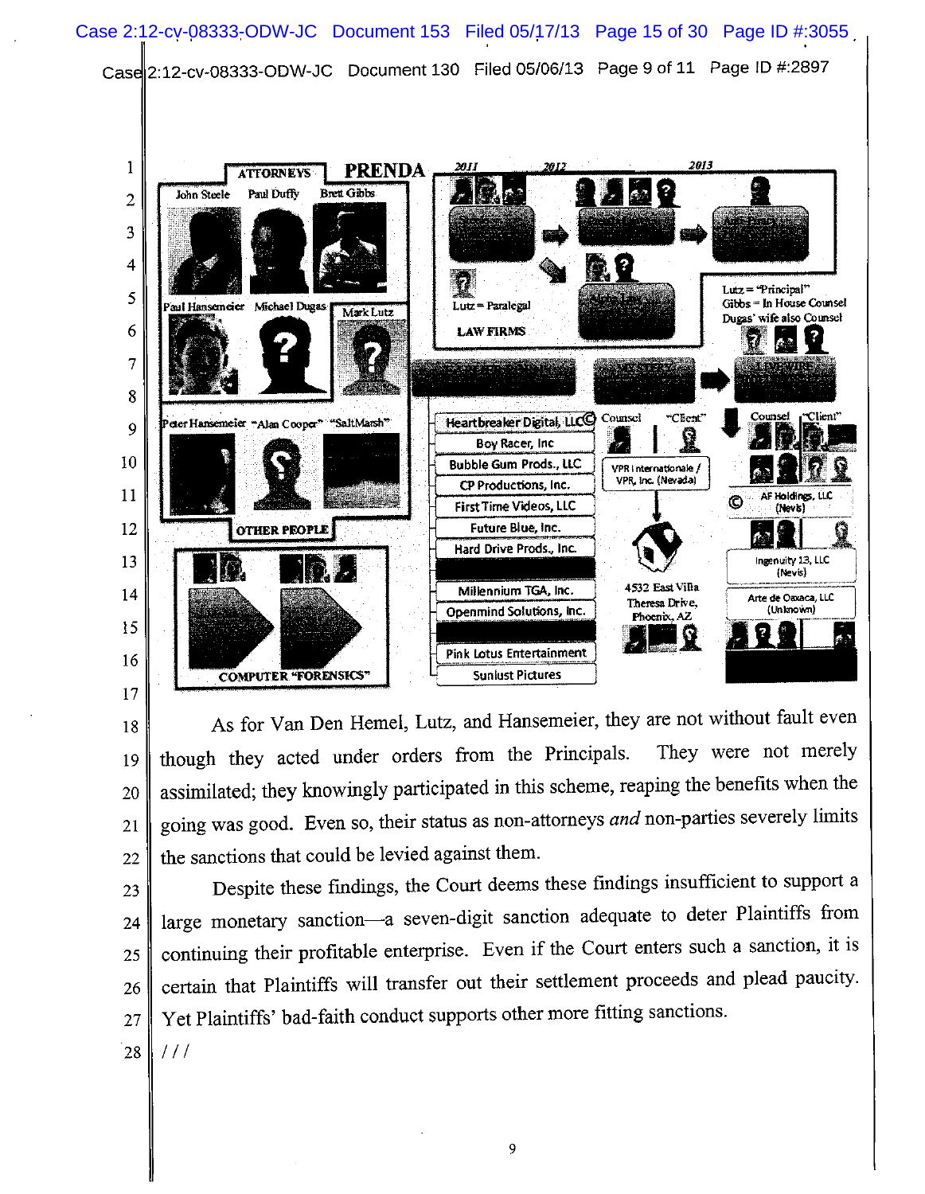PRENDA

ATTORNEYS

John Steele | Paul Duffy | Brett Gibbs

Paul Hansemeier | Michael Dugas | Mark Lutz

Peter Hansemeier | "Alan Cooper" | "SaltMarsh"

OTHER PEOPLE

COMPUTER "FORENSICS"

2011 | 2012 | 2013

Lutz = Paralegal

LAW FIRMS

Lutz = "Principal"
Gibbs = In House Counsel
Dugas' wife also Counsel

Heartbreaker Digital, LLC ©
Boy Racer, Inc
Bubble Gum Prods., LLC
CP Productions, Inc.
First Time Videos, LLC
Future Blue, Inc.
Hard Drive Prods., Inc.
Millennium TGA, Inc.
Openmind Solutions, Inc.
Pink Lotus Entertainment
Sunlust Pictures

Counsel | "Client"

VPR Internationale / VPR, Inc. (Nevada)

4532 East Villa Theresa Drive, Phoenix, AZ

Counsel | "Client"

© AF Holdings, LLC (Nevis)

Ingenuity 13, LLC (Nevis)

Arte de Oaxaca, LLC (Unknown)

As for Van Den Hemel, Lutz, and Hansemeier, they are not without fault even though they acted under orders from the Principals. They were not merely assimilated; they knowingly participated in this scheme, reaping the benefits when the going was good. Even so, their status as non-attorneys *and* non-parties severely limits the sanctions that could be levied against them.

Despite these findings, the Court deems these findings insufficient to support a large monetary sanction—a seven-digit sanction adequate to deter Plaintiffs from continuing their profitable enterprise. Even if the Court enters such a sanction, it is certain that Plaintiffs will transfer out their settlement proceeds and plead paucity. Yet Plaintiffs' bad-faith conduct supports other more fitting sanctions.

/ / /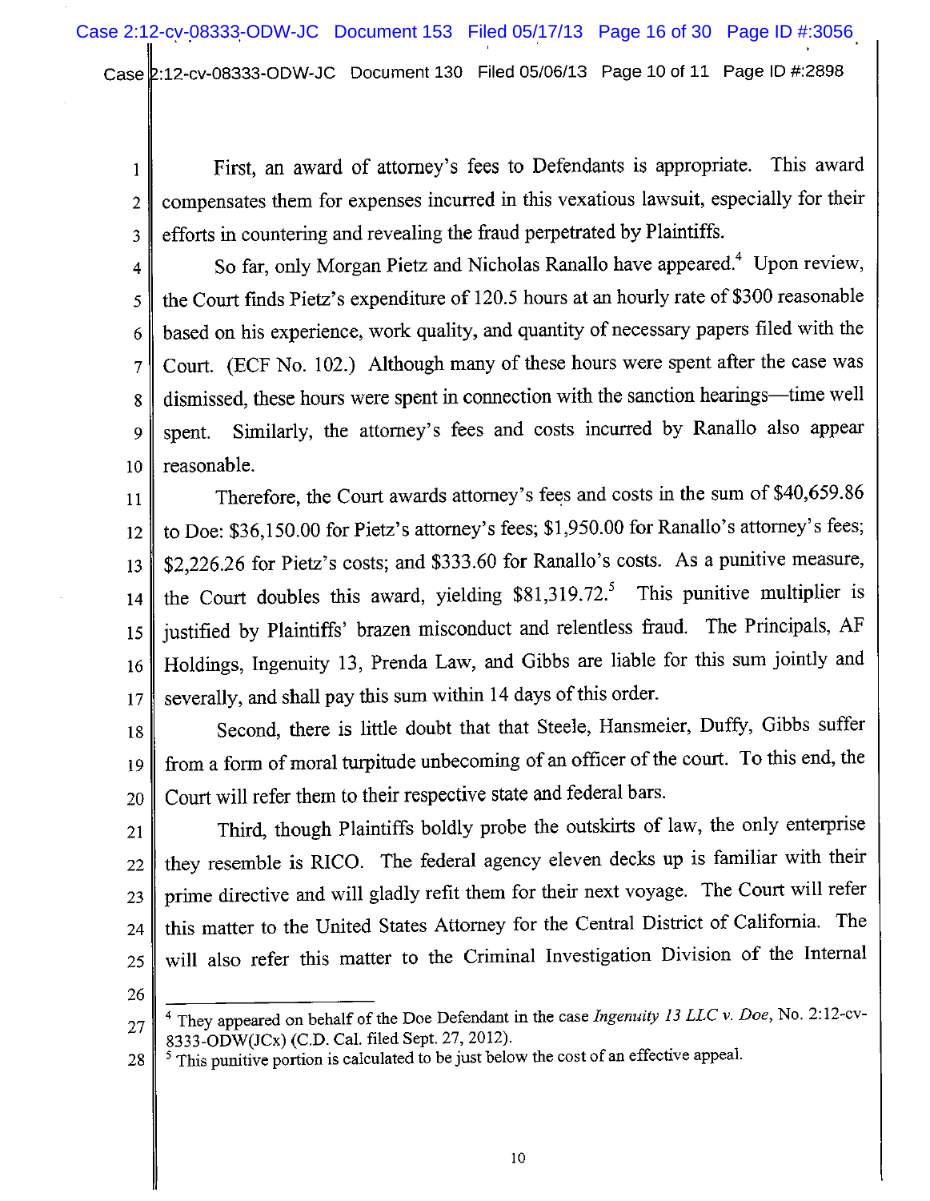First, an award of attorney's fees to Defendants is appropriate. This award compensates them for expenses incurred in this vexatious lawsuit, especially for their efforts in countering and revealing the fraud perpetrated by Plaintiffs.

So far, only Morgan Pietz and Nicholas Ranallo have appeared.[4] Upon review, the Court finds Pietz's expenditure of 120.5 hours at an hourly rate of $300 reasonable based on his experience, work quality, and quantity of necessary papers filed with the Court. (ECF No. 102.) Although many of these hours were spent after the case was dismissed, these hours were spent in connection with the sanction hearings—time well spent. Similarly, the attorney's fees and costs incurred by Ranallo also appear reasonable.

Therefore, the Court awards attorney's fees and costs in the sum of $40,659.86 to Doe: $36,150.00 for Pietz's attorney's fees; $1,950.00 for Ranallo's attorney's fees; $2,226.26 for Pietz's costs; and $333.60 for Ranallo's costs. As a punitive measure, the Court doubles this award, yielding $81,319.72.[5] This punitive multiplier is justified by Plaintiffs' brazen misconduct and relentless fraud. The Principals, AF Holdings, Ingenuity 13, Prenda Law, and Gibbs are liable for this sum jointly and severally, and shall pay this sum within 14 days of this order.

Second, there is little doubt that that Steele, Hansmeier, Duffy, Gibbs suffer from a form of moral turpitude unbecoming of an officer of the court. To this end, the Court will refer them to their respective state and federal bars.

Third, though Plaintiffs boldly probe the outskirts of law, the only enterprise they resemble is RICO. The federal agency eleven decks up is familiar with their prime directive and will gladly refit them for their next voyage. The Court will refer this matter to the United States Attorney for the Central District of California. The will also refer this matter to the Criminal Investigation Division of the Internal

---

[4] They appeared on behalf of the Doe Defendant in the case *Ingenuity 13 LLC v. Doe*, No. 2:12-cv-8333-ODW(JCx) (C.D. Cal. filed Sept. 27, 2012).

[5] This punitive portion is calculated to be just below the cost of an effective appeal.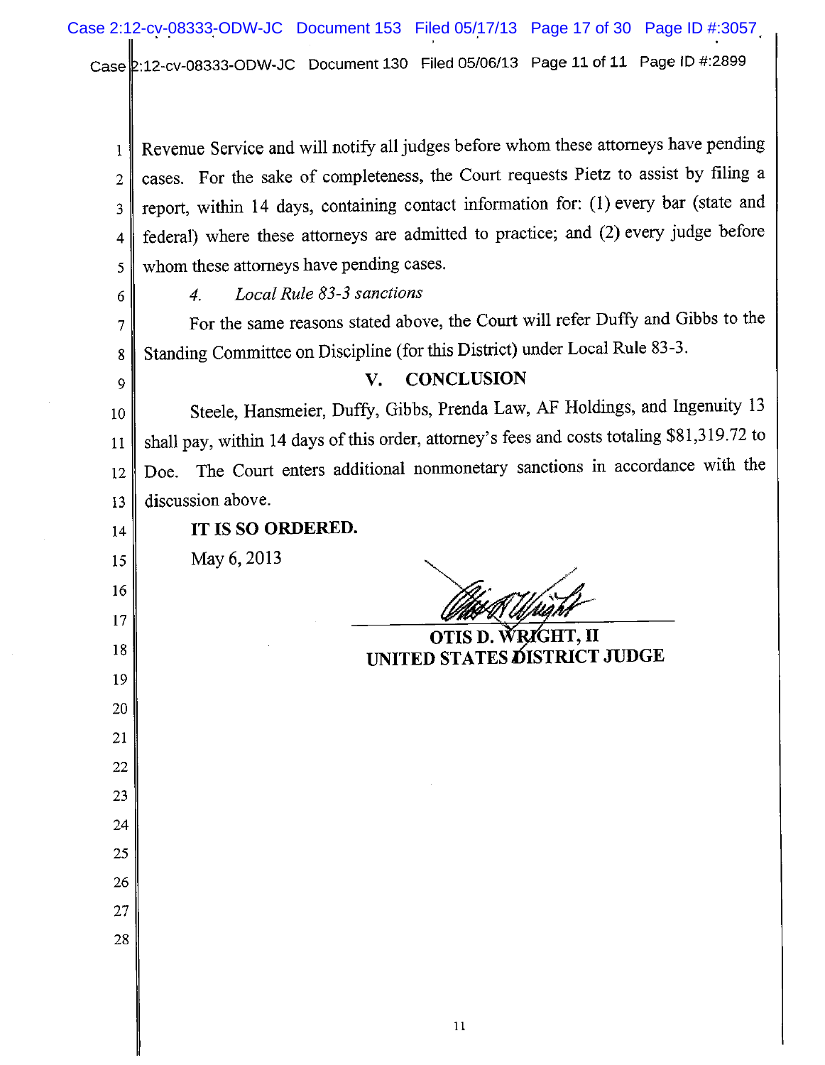Revenue Service and will notify all judges before whom these attorneys have pending cases. For the sake of completeness, the Court requests Pietz to assist by filing a report, within 14 days, containing contact information for: (1) every bar (state and federal) where these attorneys are admitted to practice; and (2) every judge before whom these attorneys have pending cases.

*4. Local Rule 83-3 sanctions*

For the same reasons stated above, the Court will refer Duffy and Gibbs to the Standing Committee on Discipline (for this District) under Local Rule 83-3.

## V. CONCLUSION

Steele, Hansmeier, Duffy, Gibbs, Prenda Law, AF Holdings, and Ingenuity 13 shall pay, within 14 days of this order, attorney's fees and costs totaling $81,319.72 to Doe. The Court enters additional nonmonetary sanctions in accordance with the discussion above.

**IT IS SO ORDERED.**

May 6, 2013

**OTIS D. WRIGHT, II**
**UNITED STATES DISTRICT JUDGE**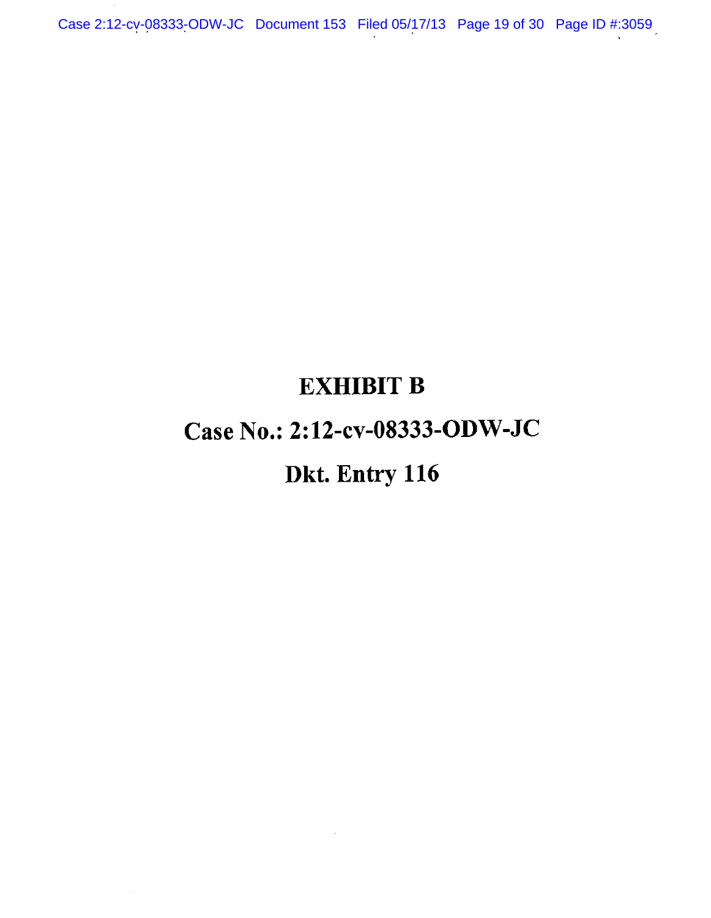# EXHIBIT B

# Case No.: 2:12-cv-08333-ODW-JC

# Dkt. Entry 116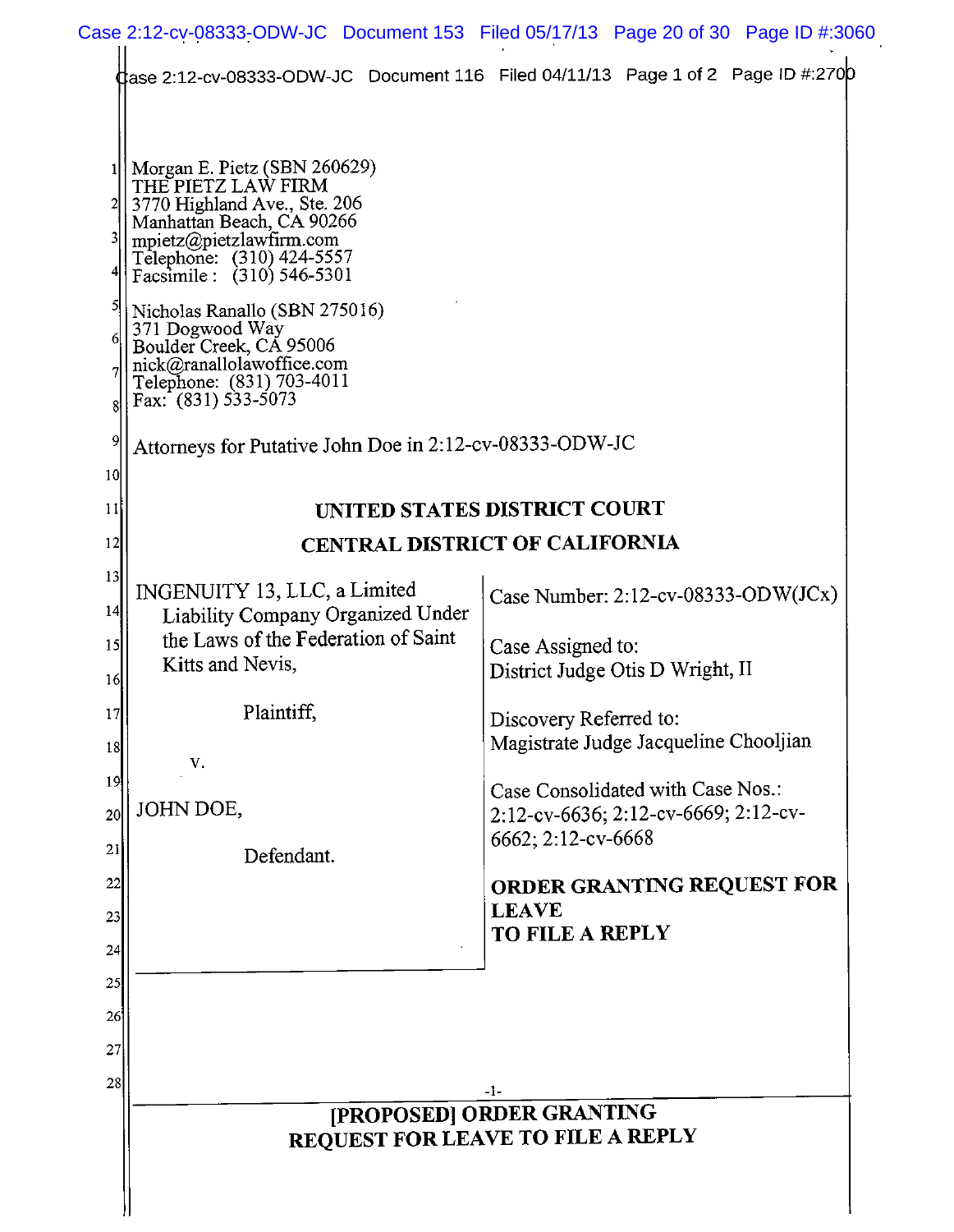Morgan E. Pietz (SBN 260629)
THE PIETZ LAW FIRM
3770 Highland Ave., Ste. 206
Manhattan Beach, CA 90266
mpietz@pietzlawfirm.com
Telephone: (310) 424-5557
Facsimile: (310) 546-5301

Nicholas Ranallo (SBN 275016)
371 Dogwood Way
Boulder Creek, CA 95006
nick@ranallolawoffice.com
Telephone: (831) 703-4011
Fax: (831) 533-5073

Attorneys for Putative John Doe in 2:12-cv-08333-ODW-JC

**UNITED STATES DISTRICT COURT**

**CENTRAL DISTRICT OF CALIFORNIA**

| | |
|---|---|
| INGENUITY 13, LLC, a Limited Liability Company Organized Under the Laws of the Federation of Saint Kitts and Nevis,<br><br>Plaintiff,<br><br>v.<br><br>JOHN DOE,<br><br>Defendant. | Case Number: 2:12-cv-08333-ODW(JCx)<br><br>Case Assigned to:<br>District Judge Otis D Wright, II<br><br>Discovery Referred to:<br>Magistrate Judge Jacqueline Chooljian<br><br>Case Consolidated with Case Nos.: 2:12-cv-6636; 2:12-cv-6669; 2:12-cv-6662; 2:12-cv-6668<br><br>**ORDER GRANTING REQUEST FOR LEAVE TO FILE A REPLY** |

**[PROPOSED] ORDER GRANTING REQUEST FOR LEAVE TO FILE A REPLY**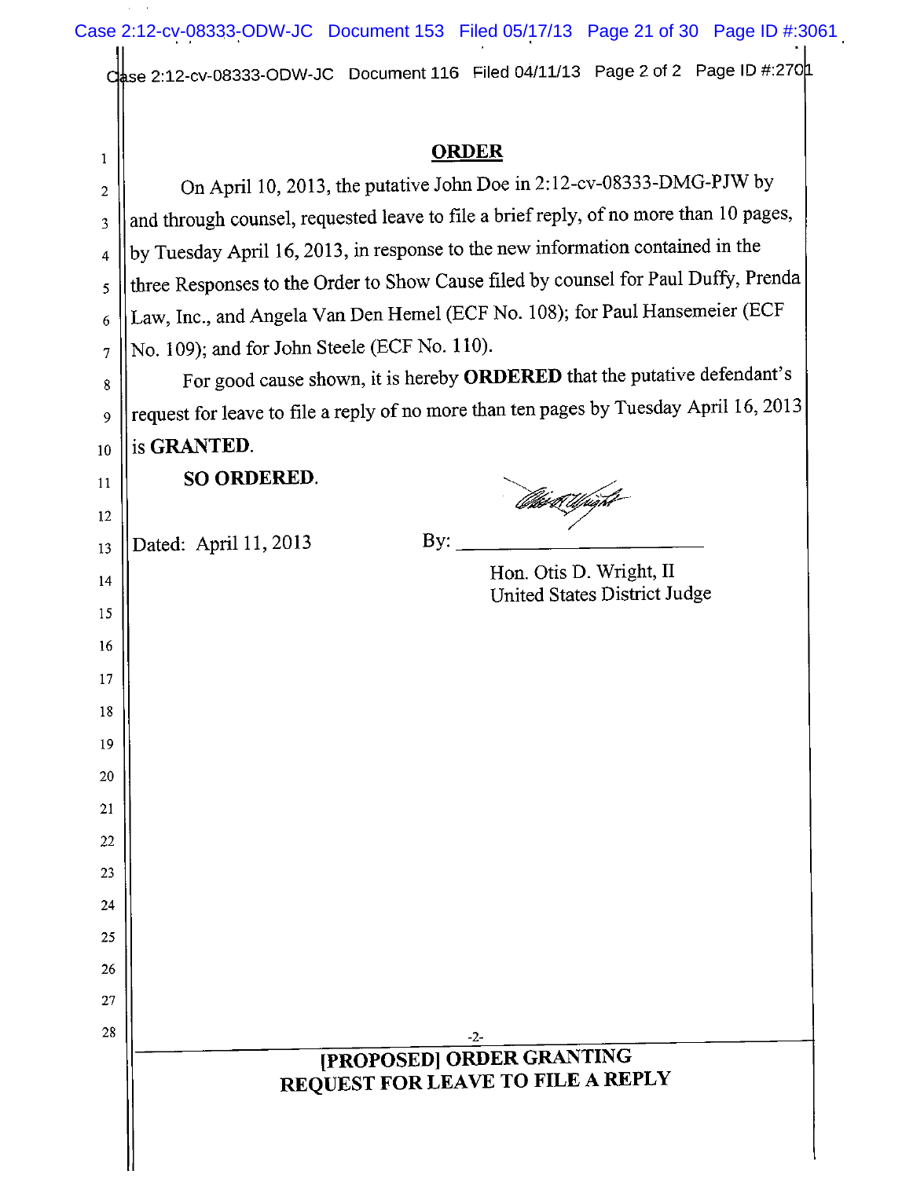## ORDER

On April 10, 2013, the putative John Doe in 2:12-cv-08333-DMG-PJW by and through counsel, requested leave to file a brief reply, of no more than 10 pages, by Tuesday April 16, 2013, in response to the new information contained in the three Responses to the Order to Show Cause filed by counsel for Paul Duffy, Prenda Law, Inc., and Angela Van Den Hemel (ECF No. 108); for Paul Hansemeier (ECF No. 109); and for John Steele (ECF No. 110).

For good cause shown, it is hereby **ORDERED** that the putative defendant's request for leave to file a reply of no more than ten pages by Tuesday April 16, 2013 is **GRANTED**.

**SO ORDERED.**

Dated: April 11, 2013

By: ______________________

Hon. Otis D. Wright, II
United States District Judge

**[PROPOSED] ORDER GRANTING REQUEST FOR LEAVE TO FILE A REPLY**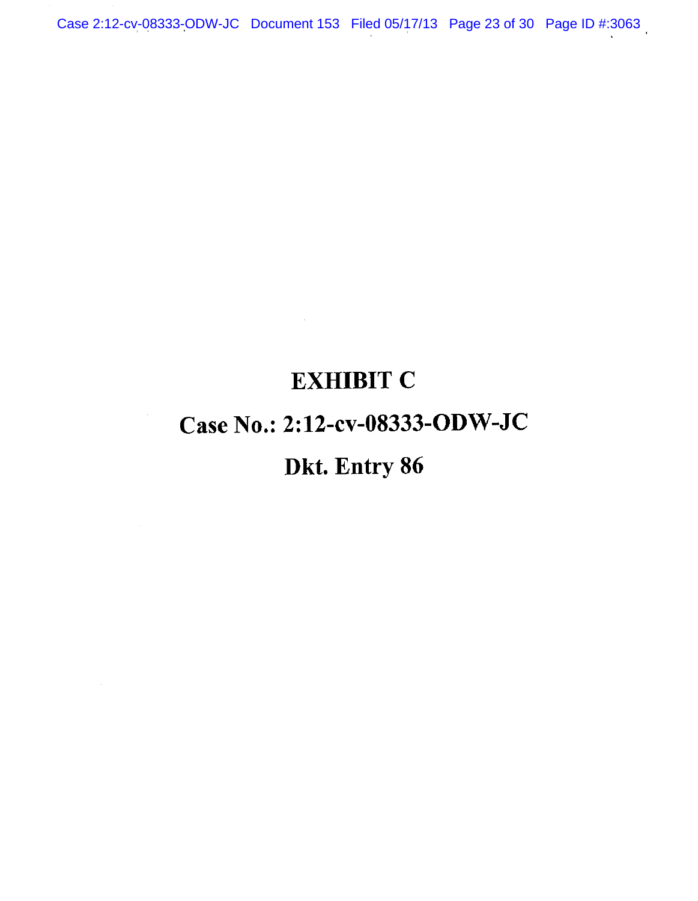# EXHIBIT C

# Case No.: 2:12-cv-08333-ODW-JC

# Dkt. Entry 86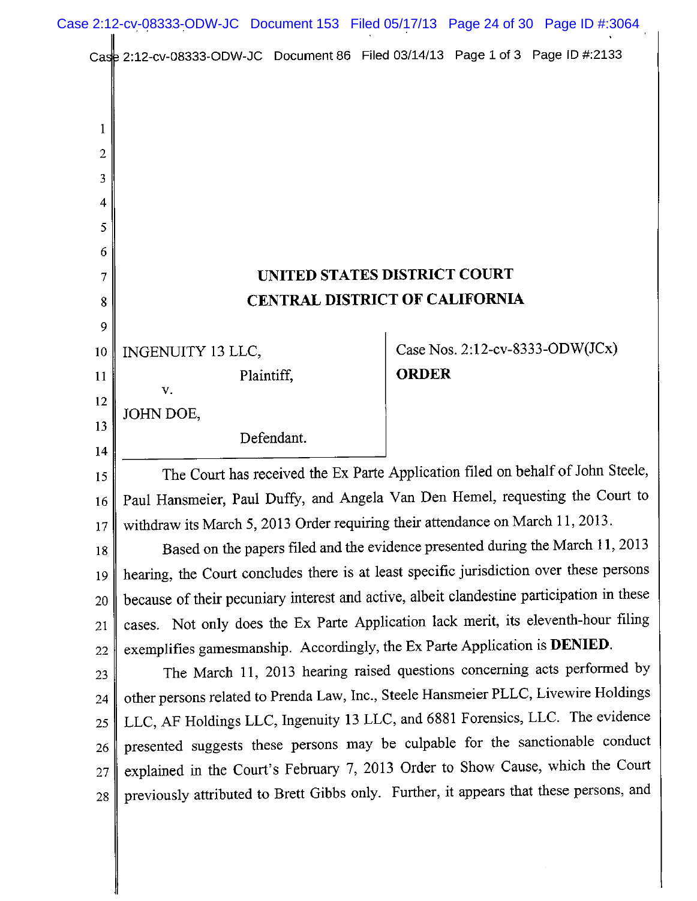**UNITED STATES DISTRICT COURT**
**CENTRAL DISTRICT OF CALIFORNIA**

INGENUITY 13 LLC,

Plaintiff,

v.

JOHN DOE,

Defendant.

Case Nos. 2:12-cv-8333-ODW(JCx)

**ORDER**

The Court has received the Ex Parte Application filed on behalf of John Steele, Paul Hansmeier, Paul Duffy, and Angela Van Den Hemel, requesting the Court to withdraw its March 5, 2013 Order requiring their attendance on March 11, 2013.

Based on the papers filed and the evidence presented during the March 11, 2013 hearing, the Court concludes there is at least specific jurisdiction over these persons because of their pecuniary interest and active, albeit clandestine participation in these cases. Not only does the Ex Parte Application lack merit, its eleventh-hour filing exemplifies gamesmanship. Accordingly, the Ex Parte Application is **DENIED**.

The March 11, 2013 hearing raised questions concerning acts performed by other persons related to Prenda Law, Inc., Steele Hansmeier PLLC, Livewire Holdings LLC, AF Holdings LLC, Ingenuity 13 LLC, and 6881 Forensics, LLC. The evidence presented suggests these persons may be culpable for the sanctionable conduct explained in the Court's February 7, 2013 Order to Show Cause, which the Court previously attributed to Brett Gibbs only. Further, it appears that these persons, and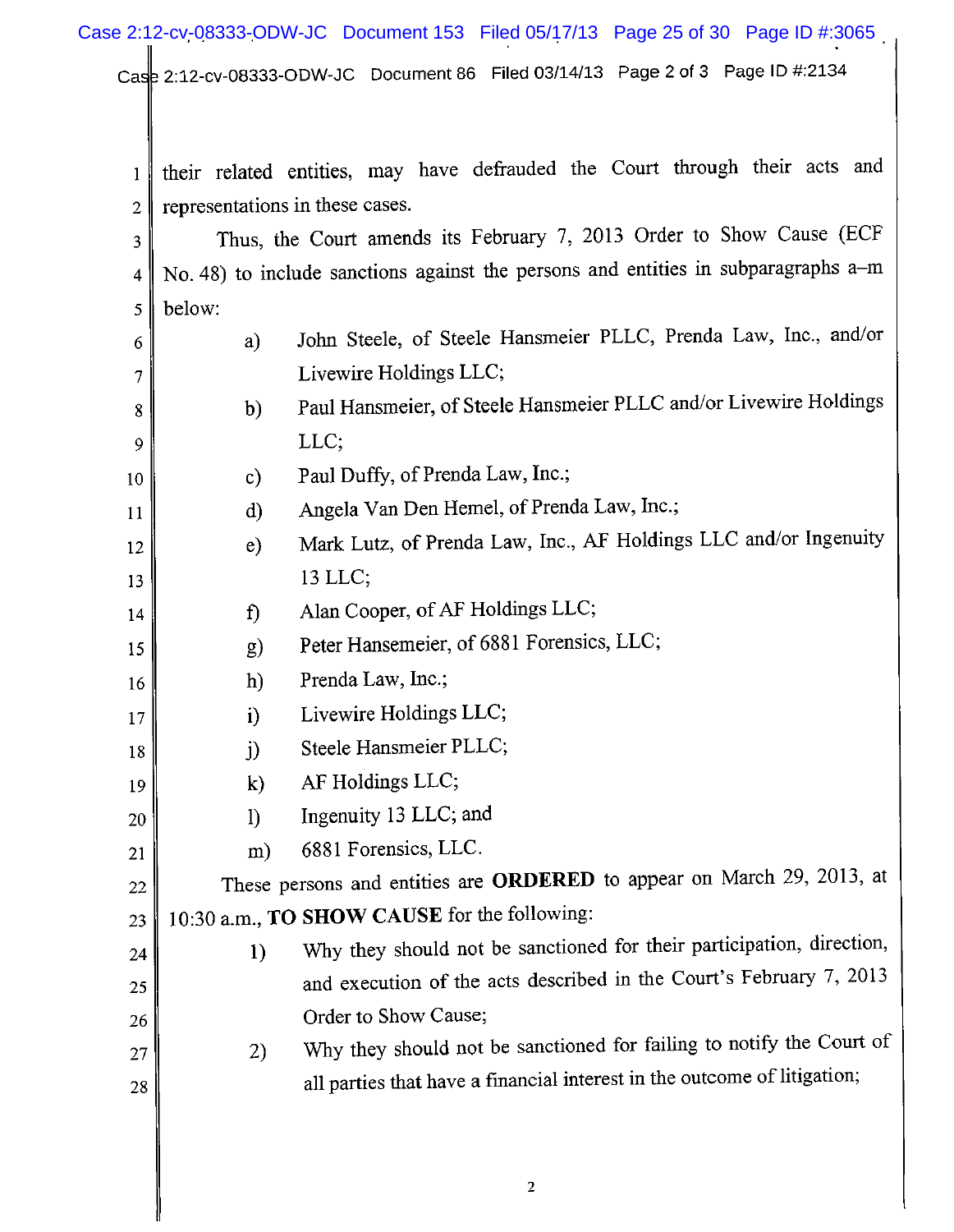their related entities, may have defrauded the Court through their acts and representations in these cases.

Thus, the Court amends its February 7, 2013 Order to Show Cause (ECF No. 48) to include sanctions against the persons and entities in subparagraphs a–m below:

a) John Steele, of Steele Hansmeier PLLC, Prenda Law, Inc., and/or Livewire Holdings LLC;

b) Paul Hansmeier, of Steele Hansmeier PLLC and/or Livewire Holdings LLC;

c) Paul Duffy, of Prenda Law, Inc.;

d) Angela Van Den Hemel, of Prenda Law, Inc.;

e) Mark Lutz, of Prenda Law, Inc., AF Holdings LLC and/or Ingenuity 13 LLC;

f) Alan Cooper, of AF Holdings LLC;

g) Peter Hansemeier, of 6881 Forensics, LLC;

h) Prenda Law, Inc.;

i) Livewire Holdings LLC;

j) Steele Hansmeier PLLC;

k) AF Holdings LLC;

l) Ingenuity 13 LLC; and

m) 6881 Forensics, LLC.

These persons and entities are **ORDERED** to appear on March 29, 2013, at 10:30 a.m., **TO SHOW CAUSE** for the following:

1) Why they should not be sanctioned for their participation, direction, and execution of the acts described in the Court's February 7, 2013 Order to Show Cause;

2) Why they should not be sanctioned for failing to notify the Court of all parties that have a financial interest in the outcome of litigation;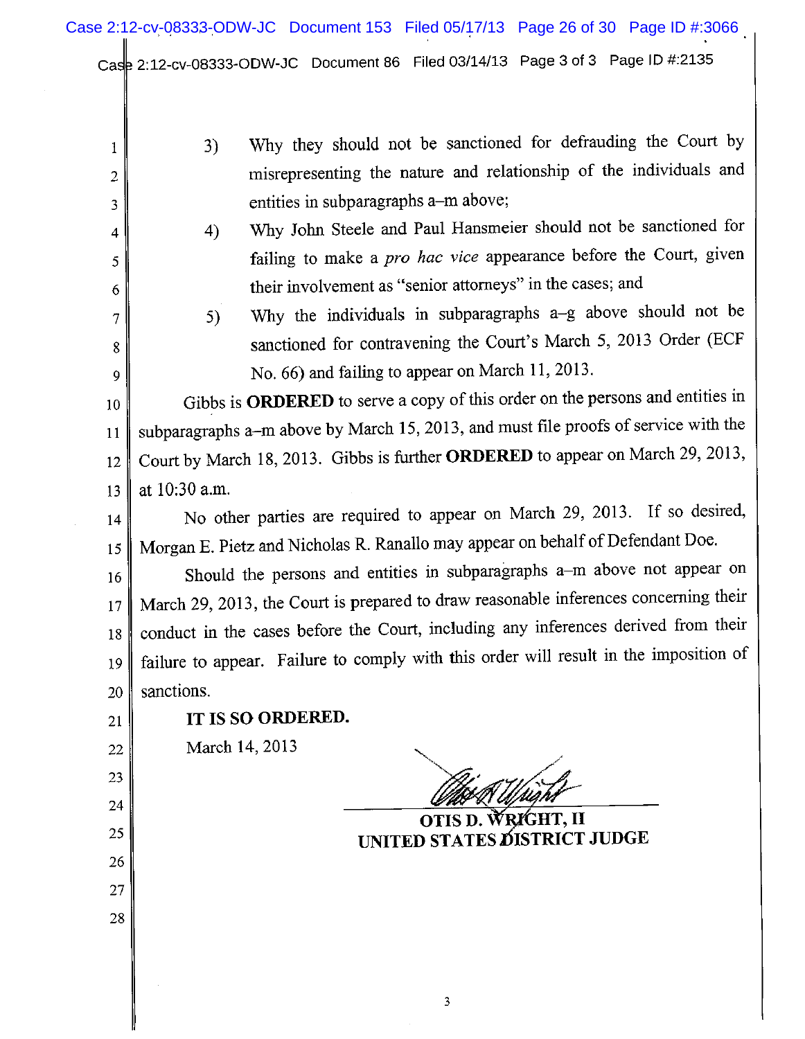3) Why they should not be sanctioned for defrauding the Court by misrepresenting the nature and relationship of the individuals and entities in subparagraphs a–m above;

4) Why John Steele and Paul Hansmeier should not be sanctioned for failing to make a *pro hac vice* appearance before the Court, given their involvement as "senior attorneys" in the cases; and

5) Why the individuals in subparagraphs a–g above should not be sanctioned for contravening the Court's March 5, 2013 Order (ECF No. 66) and failing to appear on March 11, 2013.

Gibbs is **ORDERED** to serve a copy of this order on the persons and entities in subparagraphs a–m above by March 15, 2013, and must file proofs of service with the Court by March 18, 2013. Gibbs is further **ORDERED** to appear on March 29, 2013, at 10:30 a.m.

No other parties are required to appear on March 29, 2013. If so desired, Morgan E. Pietz and Nicholas R. Ranallo may appear on behalf of Defendant Doe.

Should the persons and entities in subparagraphs a–m above not appear on March 29, 2013, the Court is prepared to draw reasonable inferences concerning their conduct in the cases before the Court, including any inferences derived from their failure to appear. Failure to comply with this order will result in the imposition of sanctions.

**IT IS SO ORDERED.**

March 14, 2013

**OTIS D. WRIGHT, II**
**UNITED STATES DISTRICT JUDGE**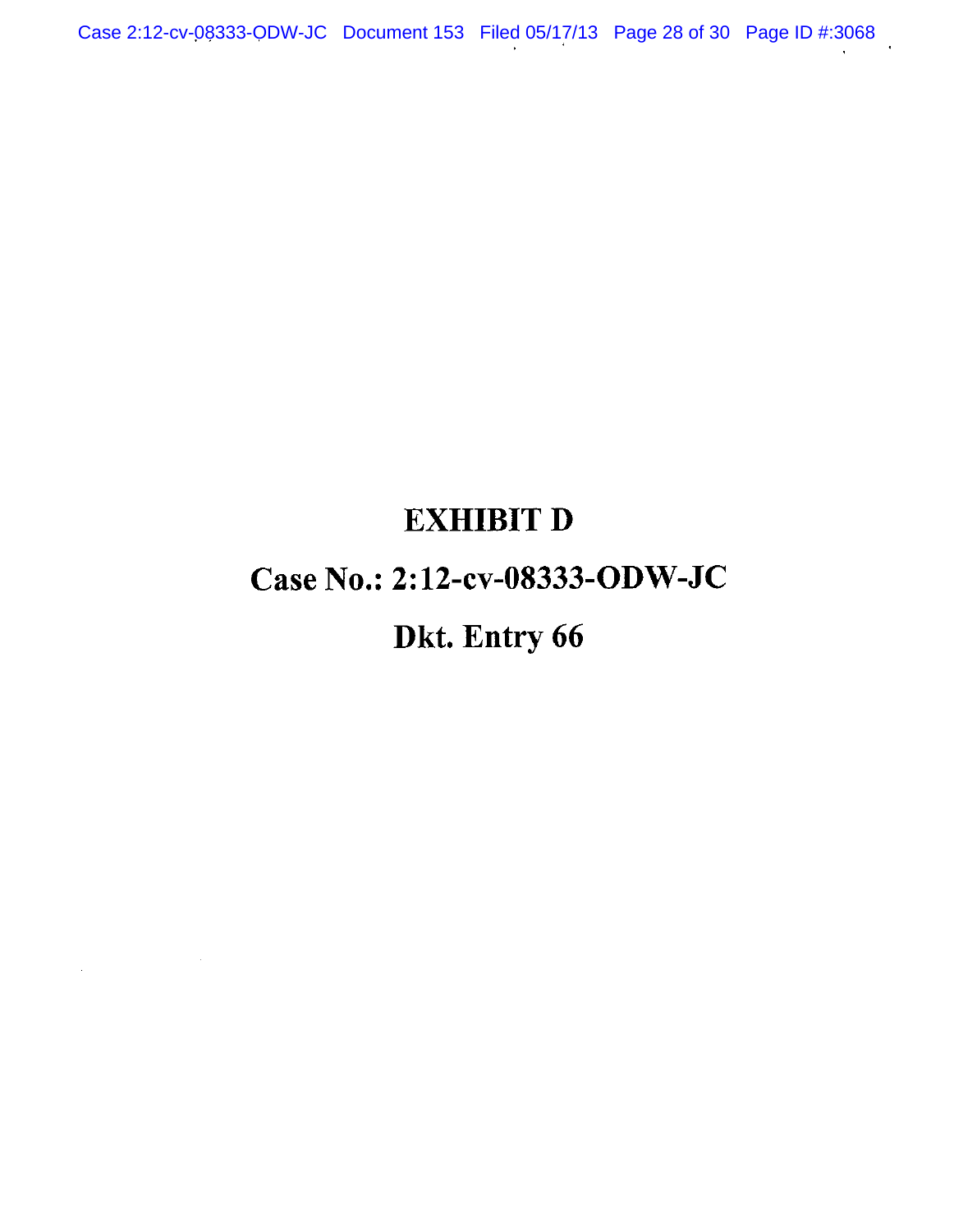# EXHIBIT D

# Case No.: 2:12-cv-08333-ODW-JC

# Dkt. Entry 66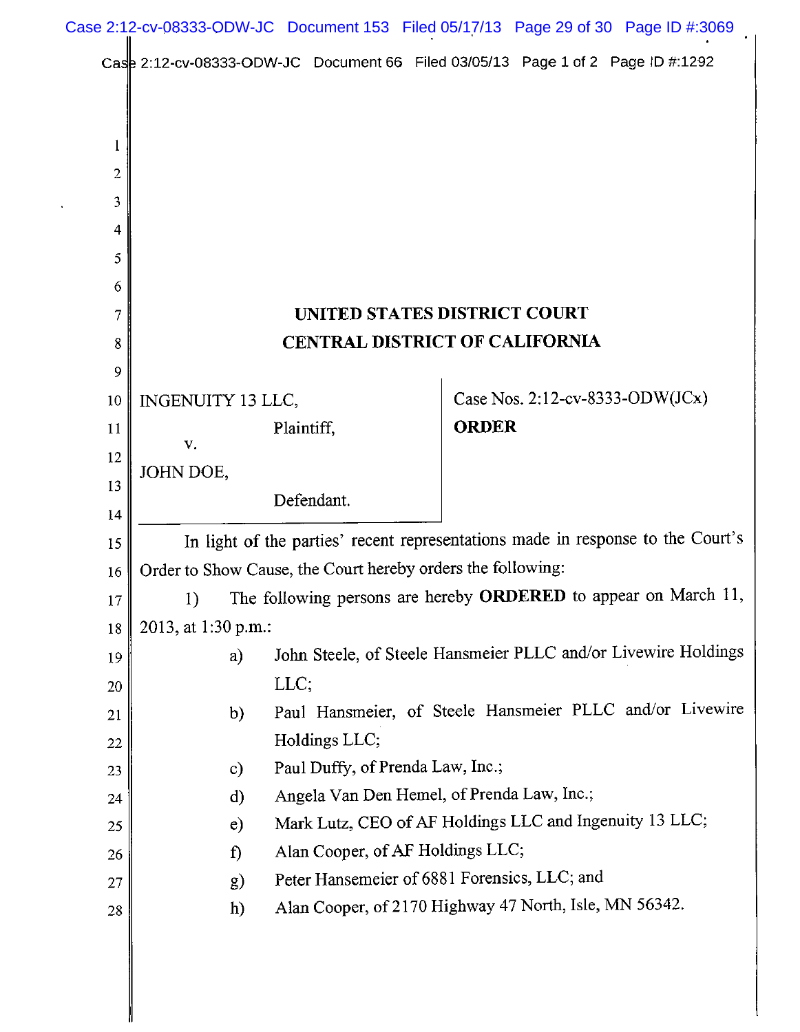# UNITED STATES DISTRICT COURT
# CENTRAL DISTRICT OF CALIFORNIA

INGENUITY 13 LLC,

Plaintiff,

v.

JOHN DOE,

Defendant.

Case Nos. 2:12-cv-8333-ODW(JCx)

**ORDER**

In light of the parties' recent representations made in response to the Court's Order to Show Cause, the Court hereby orders the following:

1) The following persons are hereby **ORDERED** to appear on March 11, 2013, at 1:30 p.m.:

a) John Steele, of Steele Hansmeier PLLC and/or Livewire Holdings LLC;

b) Paul Hansmeier, of Steele Hansmeier PLLC and/or Livewire Holdings LLC;

c) Paul Duffy, of Prenda Law, Inc.;

d) Angela Van Den Hemel, of Prenda Law, Inc.;

e) Mark Lutz, CEO of AF Holdings LLC and Ingenuity 13 LLC;

f) Alan Cooper, of AF Holdings LLC;

g) Peter Hansemeier of 6881 Forensics, LLC; and

h) Alan Cooper, of 2170 Highway 47 North, Isle, MN 56342.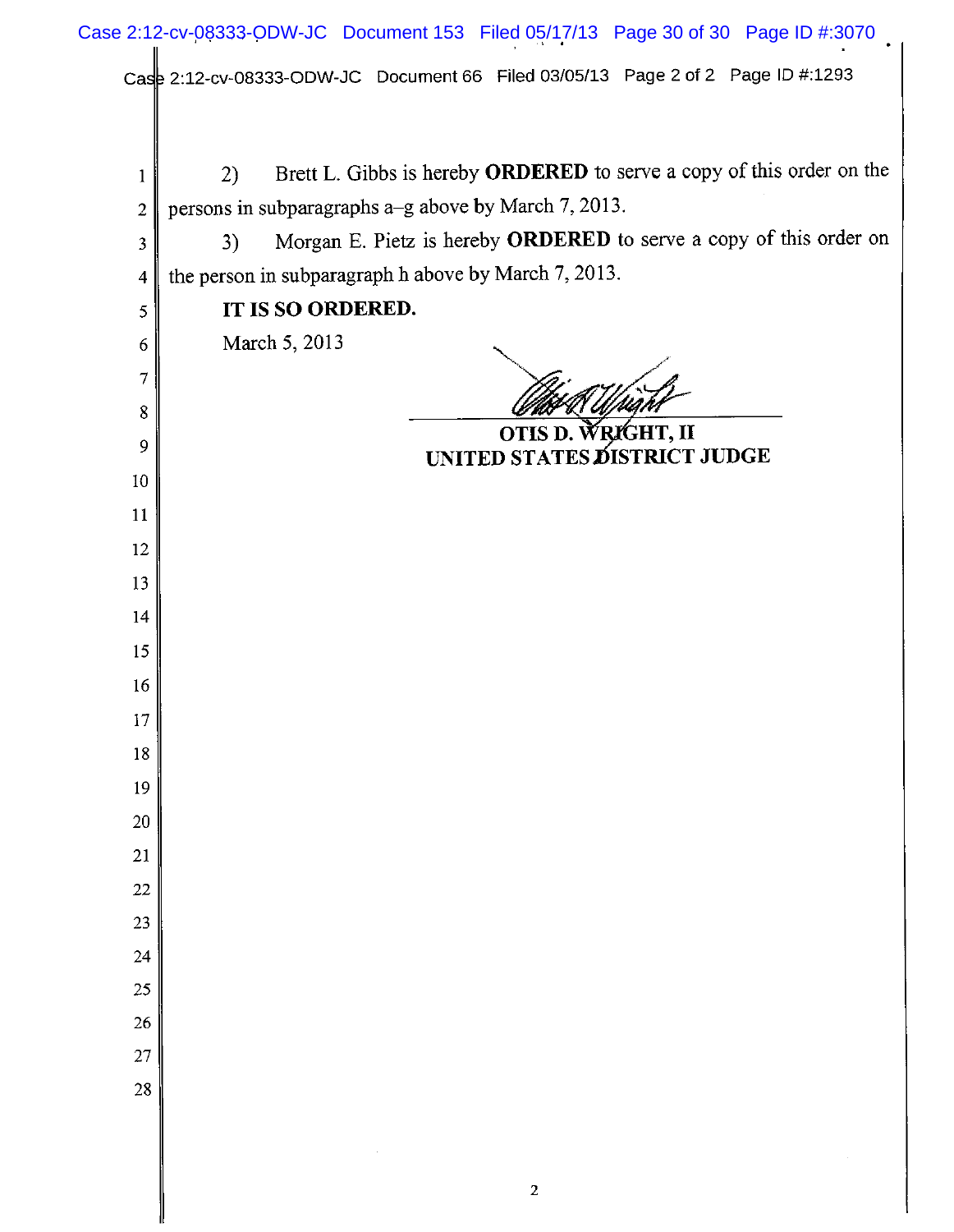2) Brett L. Gibbs is hereby **ORDERED** to serve a copy of this order on the persons in subparagraphs a–g above by March 7, 2013.

3) Morgan E. Pietz is hereby **ORDERED** to serve a copy of this order on the person in subparagraph h above by March 7, 2013.

**IT IS SO ORDERED.**

March 5, 2013

**OTIS D. WRIGHT, II**
**UNITED STATES DISTRICT JUDGE**